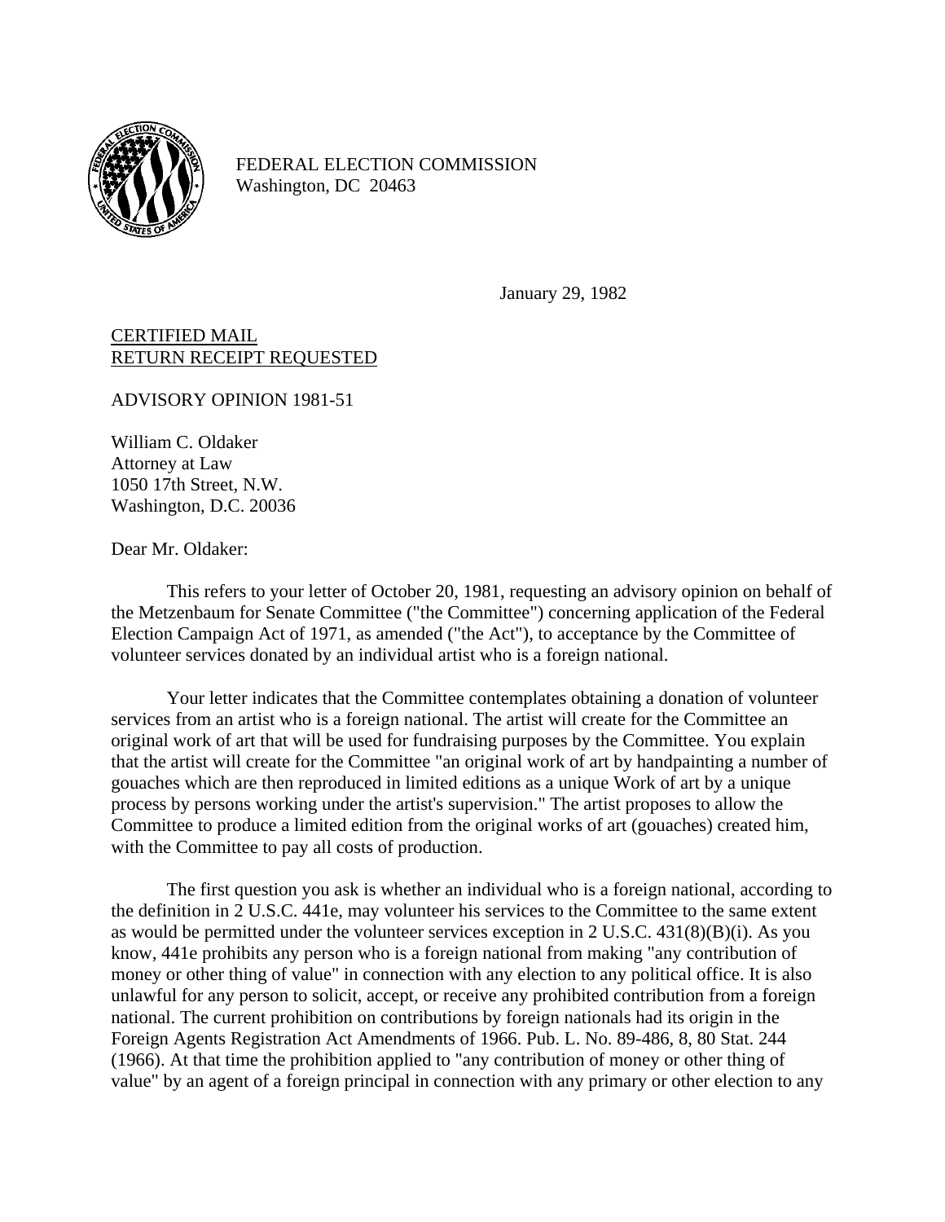FEDERAL ELECTION COMMISSION
Washington, DC 20463

January 29, 1982

CERTIFIED MAIL
RETURN RECEIPT REQUESTED

ADVISORY OPINION 1981-51

William C. Oldaker
Attorney at Law
1050 17th Street, N.W.
Washington, D.C. 20036

Dear Mr. Oldaker:

This refers to your letter of October 20, 1981, requesting an advisory opinion on behalf of the Metzenbaum for Senate Committee ("the Committee") concerning application of the Federal Election Campaign Act of 1971, as amended ("the Act"), to acceptance by the Committee of volunteer services donated by an individual artist who is a foreign national.

Your letter indicates that the Committee contemplates obtaining a donation of volunteer services from an artist who is a foreign national. The artist will create for the Committee an original work of art that will be used for fundraising purposes by the Committee. You explain that the artist will create for the Committee "an original work of art by handpainting a number of gouaches which are then reproduced in limited editions as a unique Work of art by a unique process by persons working under the artist's supervision." The artist proposes to allow the Committee to produce a limited edition from the original works of art (gouaches) created him, with the Committee to pay all costs of production.

The first question you ask is whether an individual who is a foreign national, according to the definition in 2 U.S.C. 441e, may volunteer his services to the Committee to the same extent as would be permitted under the volunteer services exception in 2 U.S.C. 431(8)(B)(i). As you know, 441e prohibits any person who is a foreign national from making "any contribution of money or other thing of value" in connection with any election to any political office. It is also unlawful for any person to solicit, accept, or receive any prohibited contribution from a foreign national. The current prohibition on contributions by foreign nationals had its origin in the Foreign Agents Registration Act Amendments of 1966. Pub. L. No. 89-486, 8, 80 Stat. 244 (1966). At that time the prohibition applied to "any contribution of money or other thing of value" by an agent of a foreign principal in connection with any primary or other election to any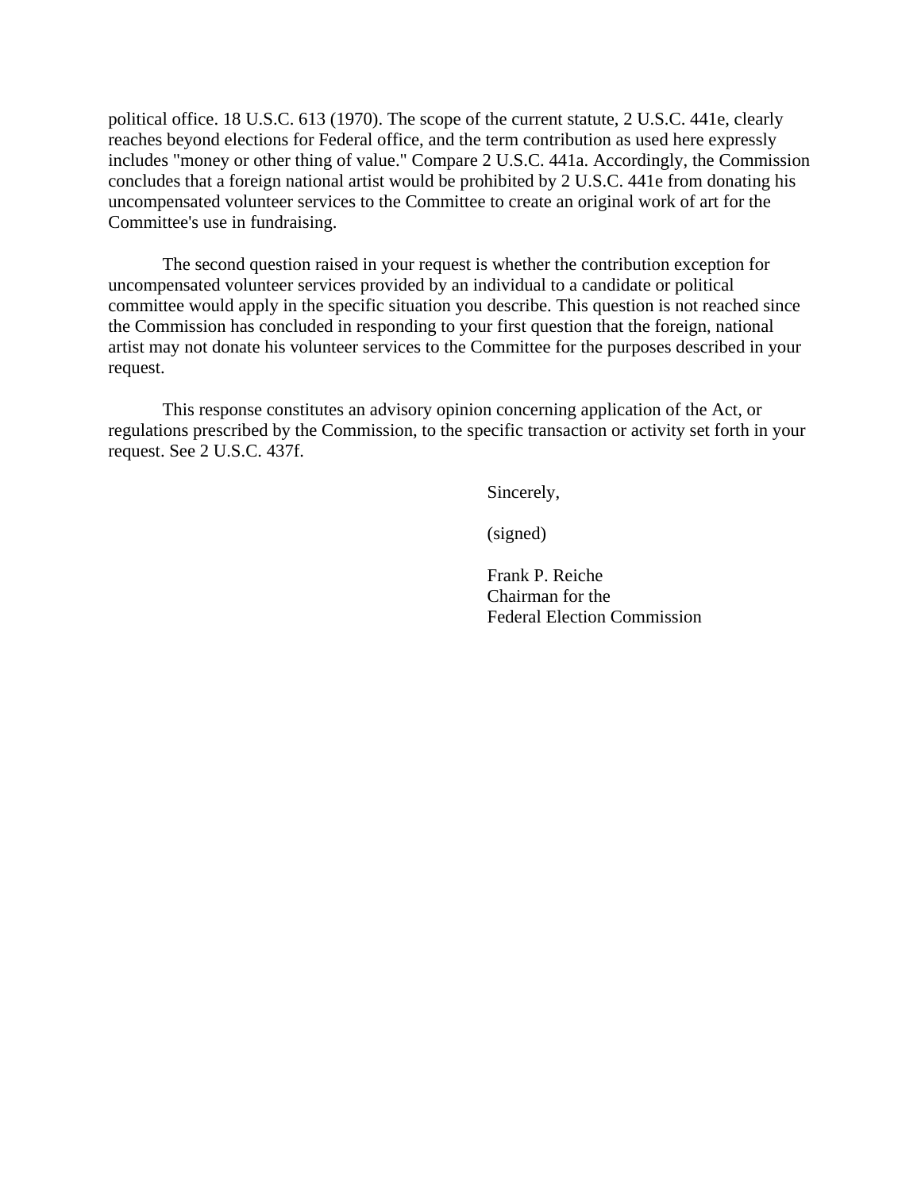political office. 18 U.S.C. 613 (1970). The scope of the current statute, 2 U.S.C. 441e, clearly reaches beyond elections for Federal office, and the term contribution as used here expressly includes "money or other thing of value." Compare 2 U.S.C. 441a. Accordingly, the Commission concludes that a foreign national artist would be prohibited by 2 U.S.C. 441e from donating his uncompensated volunteer services to the Committee to create an original work of art for the Committee's use in fundraising.

The second question raised in your request is whether the contribution exception for uncompensated volunteer services provided by an individual to a candidate or political committee would apply in the specific situation you describe. This question is not reached since the Commission has concluded in responding to your first question that the foreign, national artist may not donate his volunteer services to the Committee for the purposes described in your request.

This response constitutes an advisory opinion concerning application of the Act, or regulations prescribed by the Commission, to the specific transaction or activity set forth in your request. See 2 U.S.C. 437f.

Sincerely,

(signed)

Frank P. Reiche
Chairman for the
Federal Election Commission